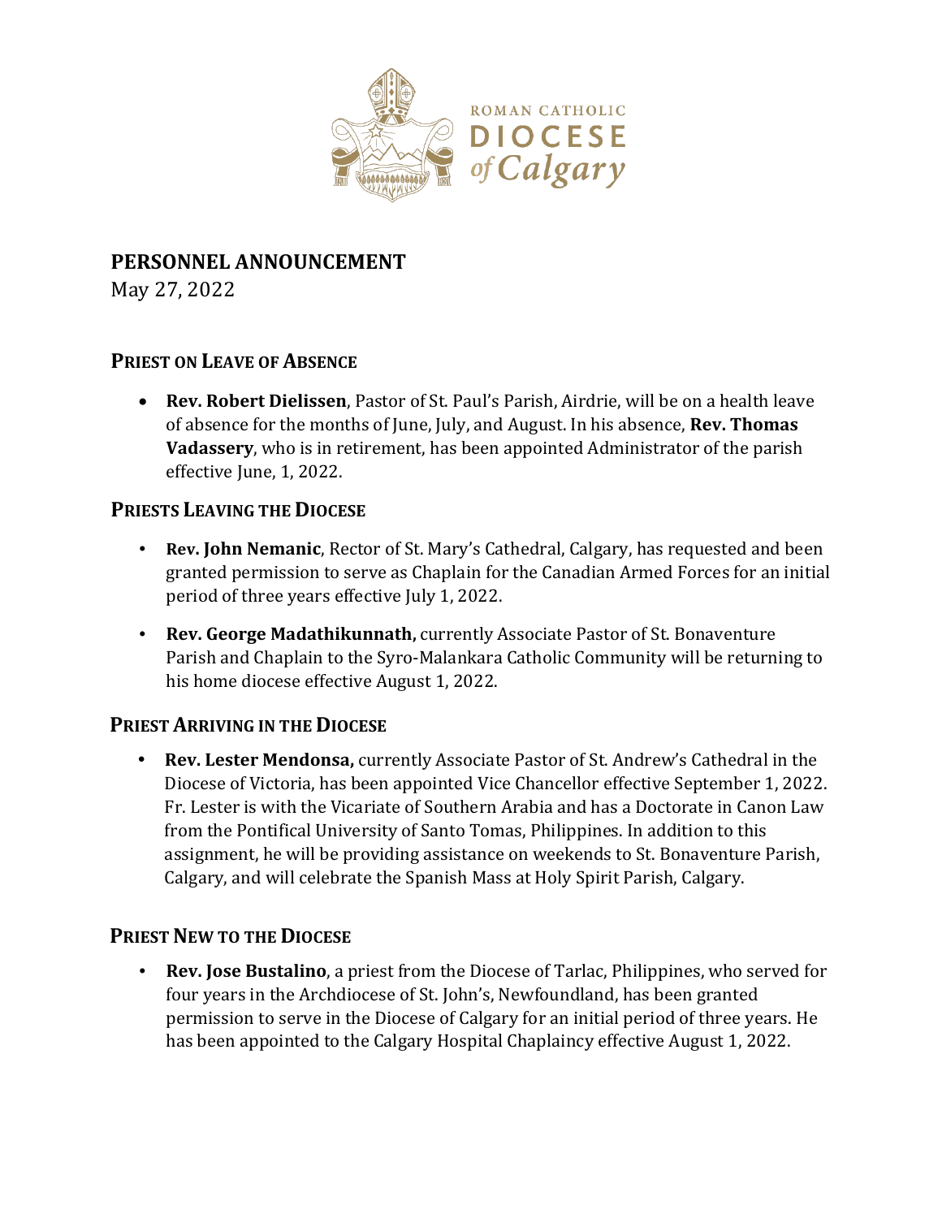ROMAN CATHOLIC
DIOCESE
*of Calgary*

## PERSONNEL ANNOUNCEMENT

May 27, 2022

### PRIEST ON LEAVE OF ABSENCE

- **Rev. Robert Dielissen**, Pastor of St. Paul's Parish, Airdrie, will be on a health leave of absence for the months of June, July, and August. In his absence, **Rev. Thomas Vadassery**, who is in retirement, has been appointed Administrator of the parish effective June, 1, 2022.

### PRIESTS LEAVING THE DIOCESE

- **Rev. John Nemanic**, Rector of St. Mary's Cathedral, Calgary, has requested and been granted permission to serve as Chaplain for the Canadian Armed Forces for an initial period of three years effective July 1, 2022.
- **Rev. George Madathikunnath,** currently Associate Pastor of St. Bonaventure Parish and Chaplain to the Syro-Malankara Catholic Community will be returning to his home diocese effective August 1, 2022.

### PRIEST ARRIVING IN THE DIOCESE

- **Rev. Lester Mendonsa,** currently Associate Pastor of St. Andrew's Cathedral in the Diocese of Victoria, has been appointed Vice Chancellor effective September 1, 2022. Fr. Lester is with the Vicariate of Southern Arabia and has a Doctorate in Canon Law from the Pontifical University of Santo Tomas, Philippines. In addition to this assignment, he will be providing assistance on weekends to St. Bonaventure Parish, Calgary, and will celebrate the Spanish Mass at Holy Spirit Parish, Calgary.

### PRIEST NEW TO THE DIOCESE

- **Rev. Jose Bustalino**, a priest from the Diocese of Tarlac, Philippines, who served for four years in the Archdiocese of St. John's, Newfoundland, has been granted permission to serve in the Diocese of Calgary for an initial period of three years. He has been appointed to the Calgary Hospital Chaplaincy effective August 1, 2022.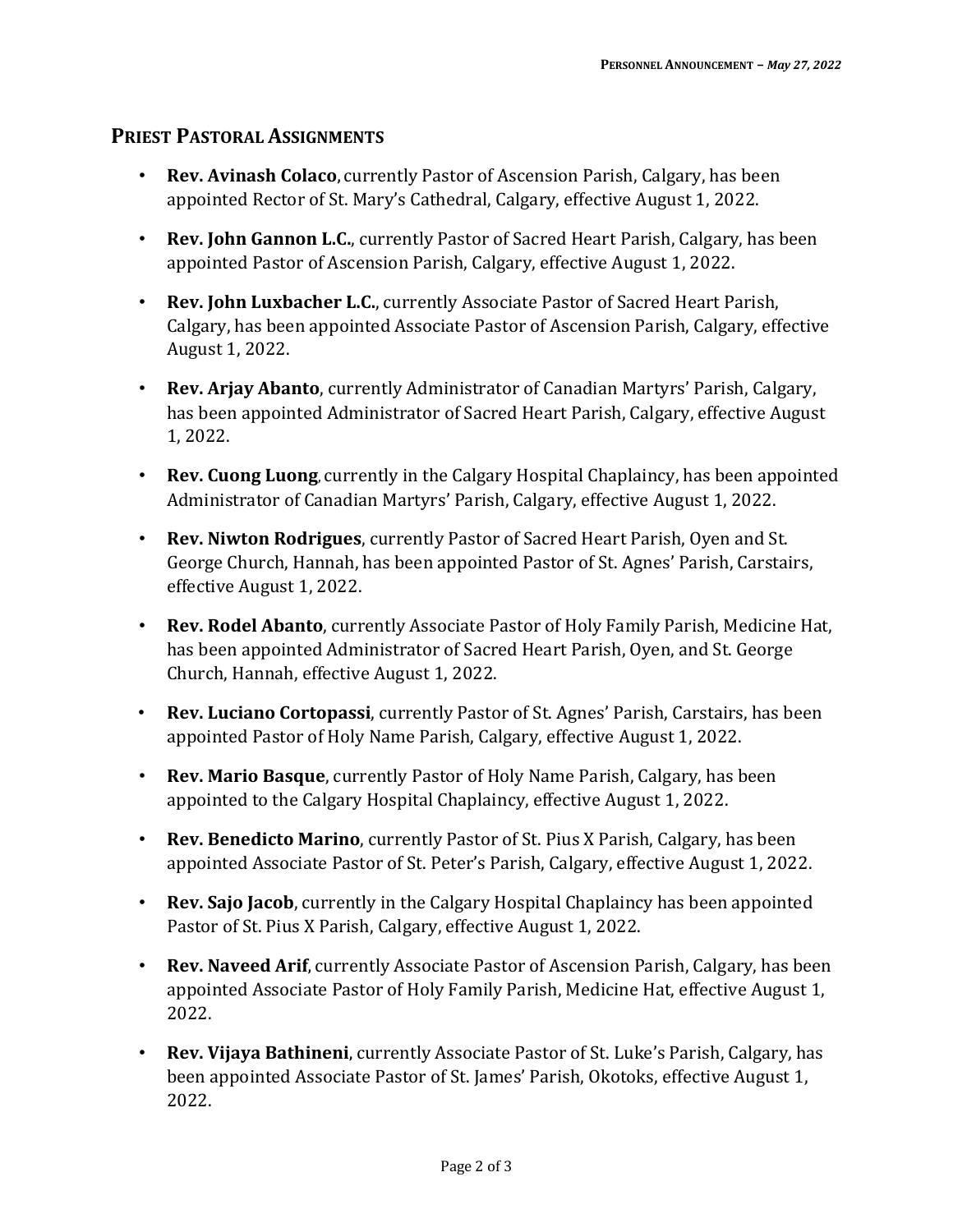## Priest Pastoral Assignments

- **Rev. Avinash Colaco**, currently Pastor of Ascension Parish, Calgary, has been appointed Rector of St. Mary's Cathedral, Calgary, effective August 1, 2022.
- **Rev. John Gannon L.C.**, currently Pastor of Sacred Heart Parish, Calgary, has been appointed Pastor of Ascension Parish, Calgary, effective August 1, 2022.
- **Rev. John Luxbacher L.C.**, currently Associate Pastor of Sacred Heart Parish, Calgary, has been appointed Associate Pastor of Ascension Parish, Calgary, effective August 1, 2022.
- **Rev. Arjay Abanto**, currently Administrator of Canadian Martyrs' Parish, Calgary, has been appointed Administrator of Sacred Heart Parish, Calgary, effective August 1, 2022.
- **Rev. Cuong Luong**, currently in the Calgary Hospital Chaplaincy, has been appointed Administrator of Canadian Martyrs' Parish, Calgary, effective August 1, 2022.
- **Rev. Niwton Rodrigues**, currently Pastor of Sacred Heart Parish, Oyen and St. George Church, Hannah, has been appointed Pastor of St. Agnes' Parish, Carstairs, effective August 1, 2022.
- **Rev. Rodel Abanto**, currently Associate Pastor of Holy Family Parish, Medicine Hat, has been appointed Administrator of Sacred Heart Parish, Oyen, and St. George Church, Hannah, effective August 1, 2022.
- **Rev. Luciano Cortopassi**, currently Pastor of St. Agnes' Parish, Carstairs, has been appointed Pastor of Holy Name Parish, Calgary, effective August 1, 2022.
- **Rev. Mario Basque**, currently Pastor of Holy Name Parish, Calgary, has been appointed to the Calgary Hospital Chaplaincy, effective August 1, 2022.
- **Rev. Benedicto Marino**, currently Pastor of St. Pius X Parish, Calgary, has been appointed Associate Pastor of St. Peter's Parish, Calgary, effective August 1, 2022.
- **Rev. Sajo Jacob**, currently in the Calgary Hospital Chaplaincy has been appointed Pastor of St. Pius X Parish, Calgary, effective August 1, 2022.
- **Rev. Naveed Arif**, currently Associate Pastor of Ascension Parish, Calgary, has been appointed Associate Pastor of Holy Family Parish, Medicine Hat, effective August 1, 2022.
- **Rev. Vijaya Bathineni**, currently Associate Pastor of St. Luke's Parish, Calgary, has been appointed Associate Pastor of St. James' Parish, Okotoks, effective August 1, 2022.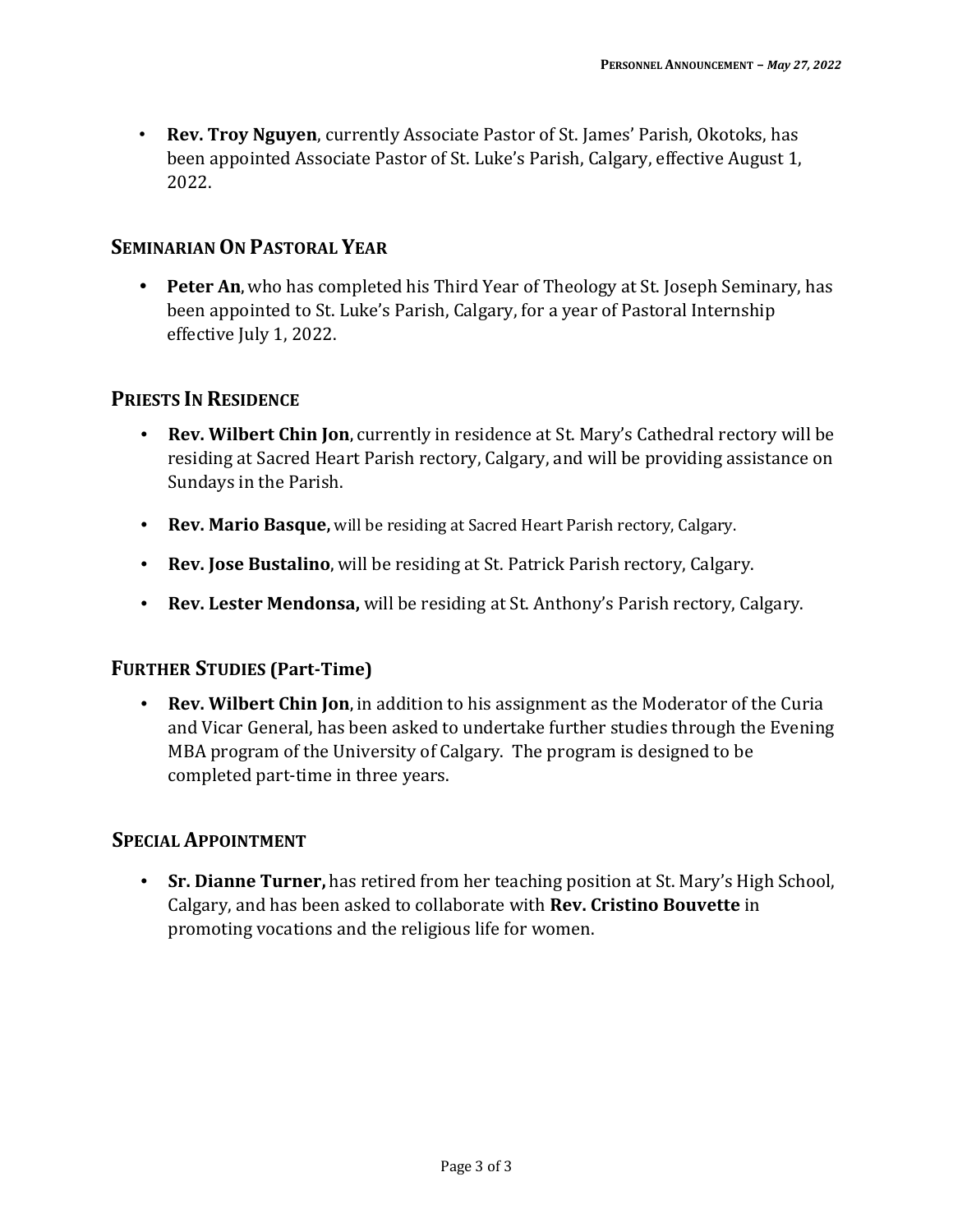- **Rev. Troy Nguyen**, currently Associate Pastor of St. James' Parish, Okotoks, has been appointed Associate Pastor of St. Luke's Parish, Calgary, effective August 1, 2022.

## SEMINARIAN ON PASTORAL YEAR

- **Peter An**, who has completed his Third Year of Theology at St. Joseph Seminary, has been appointed to St. Luke's Parish, Calgary, for a year of Pastoral Internship effective July 1, 2022.

## PRIESTS IN RESIDENCE

- **Rev. Wilbert Chin Jon**, currently in residence at St. Mary's Cathedral rectory will be residing at Sacred Heart Parish rectory, Calgary, and will be providing assistance on Sundays in the Parish.
- **Rev. Mario Basque,** will be residing at Sacred Heart Parish rectory, Calgary.
- **Rev. Jose Bustalino**, will be residing at St. Patrick Parish rectory, Calgary.
- **Rev. Lester Mendonsa,** will be residing at St. Anthony's Parish rectory, Calgary.

## FURTHER STUDIES (Part-Time)

- **Rev. Wilbert Chin Jon**, in addition to his assignment as the Moderator of the Curia and Vicar General, has been asked to undertake further studies through the Evening MBA program of the University of Calgary. The program is designed to be completed part-time in three years.

## SPECIAL APPOINTMENT

- **Sr. Dianne Turner,** has retired from her teaching position at St. Mary's High School, Calgary, and has been asked to collaborate with **Rev. Cristino Bouvette** in promoting vocations and the religious life for women.